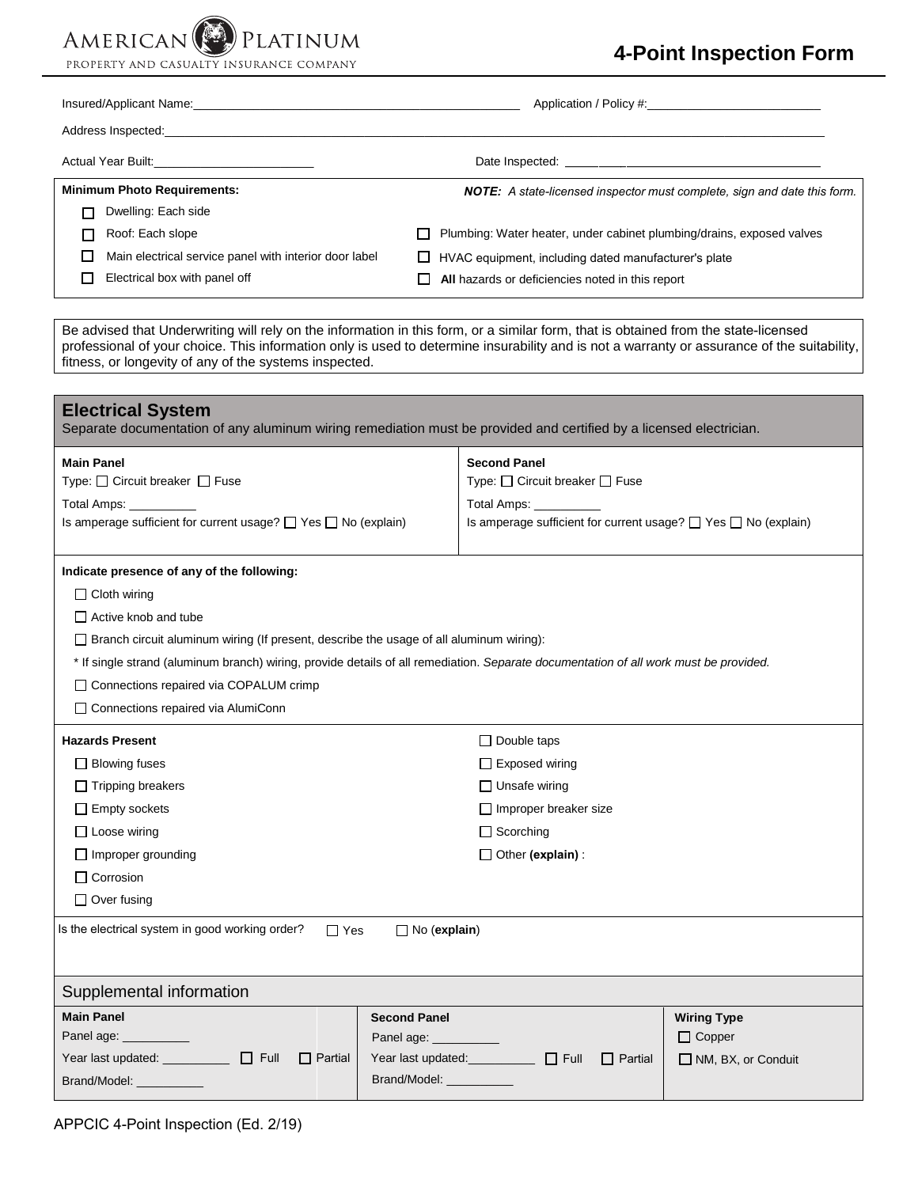AMERICAN PLATINUM
PROPERTY AND CASUALTY INSURANCE COMPANY

# 4-Point Inspection Form

Insured/Applicant Name:________________________ Application / Policy #:________________________

Address Inspected:________________________________________________

Actual Year Built:________________________ Date Inspected: ________________________

**Minimum Photo Requirements:**

*NOTE: A state-licensed inspector must complete, sign and date this form.*

- ☐ Dwelling: Each side
- ☐ Roof: Each slope
- ☐ Main electrical service panel with interior door label
- ☐ Electrical box with panel off
- ☐ Plumbing: Water heater, under cabinet plumbing/drains, exposed valves
- ☐ HVAC equipment, including dated manufacturer's plate
- ☐ **All** hazards or deficiencies noted in this report

Be advised that Underwriting will rely on the information in this form, or a similar form, that is obtained from the state-licensed professional of your choice. This information only is used to determine insurability and is not a warranty or assurance of the suitability, fitness, or longevity of any of the systems inspected.

## Electrical System

Separate documentation of any aluminum wiring remediation must be provided and certified by a licensed electrician.

| **Main Panel** | **Second Panel** |
|---|---|
| Type: ☐ Circuit breaker ☐ Fuse | Type: ☐ Circuit breaker ☐ Fuse |
| Total Amps: __________ | Total Amps: __________ |
| Is amperage sufficient for current usage? ☐ Yes ☐ No (explain) | Is amperage sufficient for current usage? ☐ Yes ☐ No (explain) |

**Indicate presence of any of the following:**

- ☐ Cloth wiring
- ☐ Active knob and tube
- ☐ Branch circuit aluminum wiring (If present, describe the usage of all aluminum wiring):

* If single strand (aluminum branch) wiring, provide details of all remediation. *Separate documentation of all work must be provided.*

- ☐ Connections repaired via COPALUM crimp
- ☐ Connections repaired via AlumiConn

**Hazards Present**

- ☐ Blowing fuses
- ☐ Tripping breakers
- ☐ Empty sockets
- ☐ Loose wiring
- ☐ Improper grounding
- ☐ Corrosion
- ☐ Over fusing
- ☐ Double taps
- ☐ Exposed wiring
- ☐ Unsafe wiring
- ☐ Improper breaker size
- ☐ Scorching
- ☐ Other **(explain)** :

Is the electrical system in good working order? ☐ Yes ☐ No (**explain**)

### Supplemental information

| **Main Panel** | **Second Panel** | **Wiring Type** |
|---|---|---|
| Panel age: __________ | Panel age: __________ | ☐ Copper |
| Year last updated: __________ ☐ Full ☐ Partial | Year last updated:__________ ☐ Full ☐ Partial | ☐ NM, BX, or Conduit |
| Brand/Model: __________ | Brand/Model: __________ | |

APPCIC 4-Point Inspection (Ed. 2/19)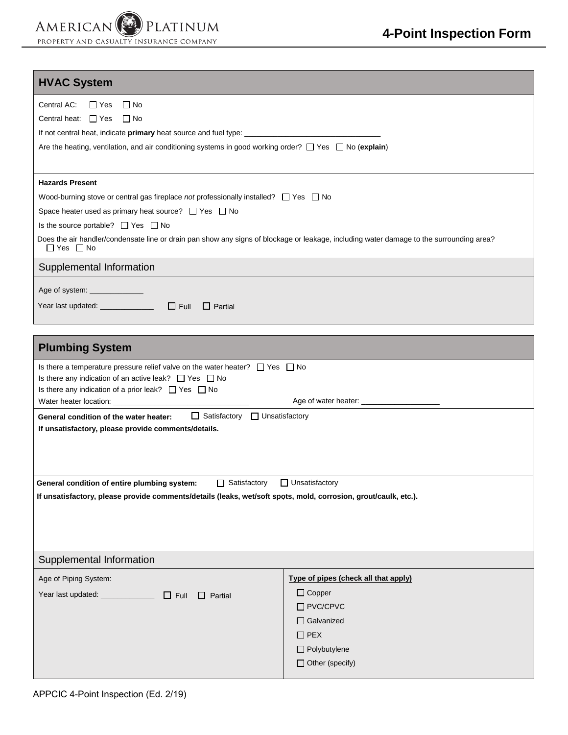## HVAC System

Central AC: ☐ Yes ☐ No

Central heat: ☐ Yes ☐ No

If not central heat, indicate **primary** heat source and fuel type: ______________________________

Are the heating, ventilation, and air conditioning systems in good working order? ☐ Yes ☐ No (**explain**)

**Hazards Present**

Wood-burning stove or central gas fireplace *not* professionally installed? ☐ Yes ☐ No

Space heater used as primary heat source? ☐ Yes ☐ No

Is the source portable? ☐ Yes ☐ No

Does the air handler/condensate line or drain pan show any signs of blockage or leakage, including water damage to the surrounding area? ☐ Yes ☐ No

### Supplemental Information

Age of system: ____________

Year last updated: ____________ ☐ Full ☐ Partial

## Plumbing System

Is there a temperature pressure relief valve on the water heater? ☐ Yes ☐ No

Is there any indication of an active leak? ☐ Yes ☐ No

Is there any indication of a prior leak? ☐ Yes ☐ No

Water heater location: ______________________________ Age of water heater: __________________

**General condition of the water heater:** ☐ Satisfactory ☐ Unsatisfactory

**If unsatisfactory, please provide comments/details.**

**General condition of entire plumbing system:** ☐ Satisfactory ☐ Unsatisfactory

**If unsatisfactory, please provide comments/details (leaks, wet/soft spots, mold, corrosion, grout/caulk, etc.).**

### Supplemental Information

Age of Piping System:

Year last updated: ____________ ☐ Full ☐ Partial

**Type of pipes (check all that apply)**

☐ Copper

☐ PVC/CPVC

☐ Galvanized

☐ PEX

☐ Polybutylene

☐ Other (specify)

APPCIC 4-Point Inspection (Ed. 2/19)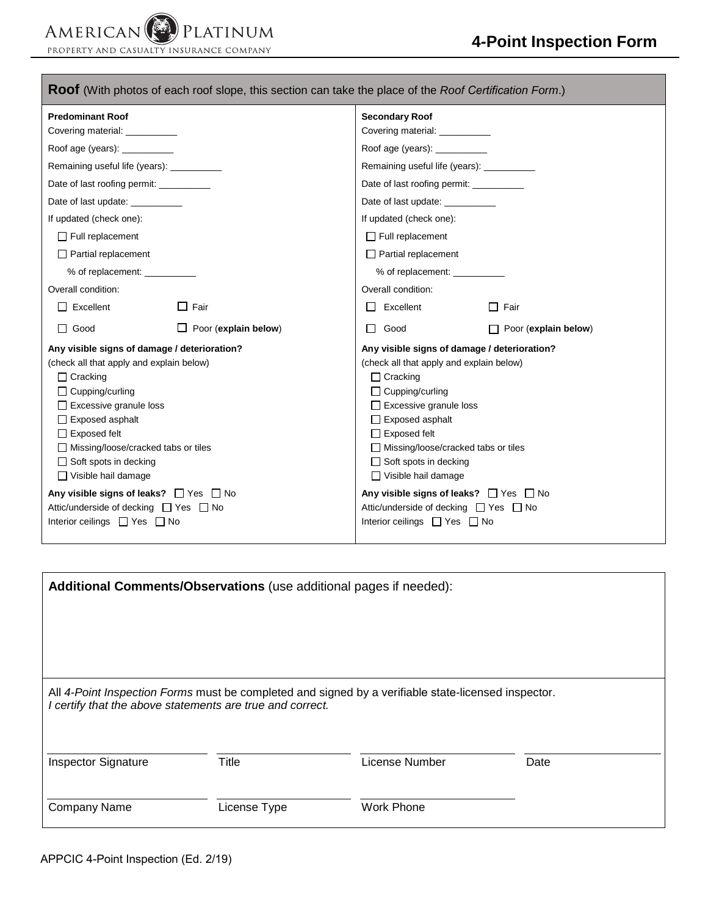AMERICAN PLATINUM
PROPERTY AND CASUALTY INSURANCE COMPANY

# 4-Point Inspection Form

## Roof (With photos of each roof slope, this section can take the place of the *Roof Certification Form*.)

| **Predominant Roof** | **Secondary Roof** |
|---|---|
| Covering material: __________ | Covering material: __________ |
| Roof age (years): __________ | Roof age (years): __________ |
| Remaining useful life (years): __________ | Remaining useful life (years): __________ |
| Date of last roofing permit: __________ | Date of last roofing permit: __________ |
| Date of last update: __________ | Date of last update: __________ |
| If updated (check one): | If updated (check one): |
| ☐ Full replacement | ☐ Full replacement |
| ☐ Partial replacement | ☐ Partial replacement |
| % of replacement: __________ | % of replacement: __________ |
| Overall condition: | Overall condition: |
| ☐ Excellent ☐ Fair | ☐ Excellent ☐ Fair |
| ☐ Good ☐ Poor (**explain below**) | ☐ Good ☐ Poor (**explain below**) |
| **Any visible signs of damage / deterioration?** | **Any visible signs of damage / deterioration?** |
| (check all that apply and explain below) | (check all that apply and explain below) |
| ☐ Cracking | ☐ Cracking |
| ☐ Cupping/curling | ☐ Cupping/curling |
| ☐ Excessive granule loss | ☐ Excessive granule loss |
| ☐ Exposed asphalt | ☐ Exposed asphalt |
| ☐ Exposed felt | ☐ Exposed felt |
| ☐ Missing/loose/cracked tabs or tiles | ☐ Missing/loose/cracked tabs or tiles |
| ☐ Soft spots in decking | ☐ Soft spots in decking |
| ☐ Visible hail damage | ☐ Visible hail damage |
| **Any visible signs of leaks?** ☐ Yes ☐ No | **Any visible signs of leaks?** ☐ Yes ☐ No |
| Attic/underside of decking ☐ Yes ☐ No | Attic/underside of decking ☐ Yes ☐ No |
| Interior ceilings ☐ Yes ☐ No | Interior ceilings ☐ Yes ☐ No |

**Additional Comments/Observations** (use additional pages if needed):

All *4-Point Inspection Forms* must be completed and signed by a verifiable state-licensed inspector.
*I certify that the above statements are true and correct.*

| Inspector Signature | Title | License Number | Date |
|---|---|---|---|
| Company Name | License Type | Work Phone | |

APPCIC 4-Point Inspection (Ed. 2/19)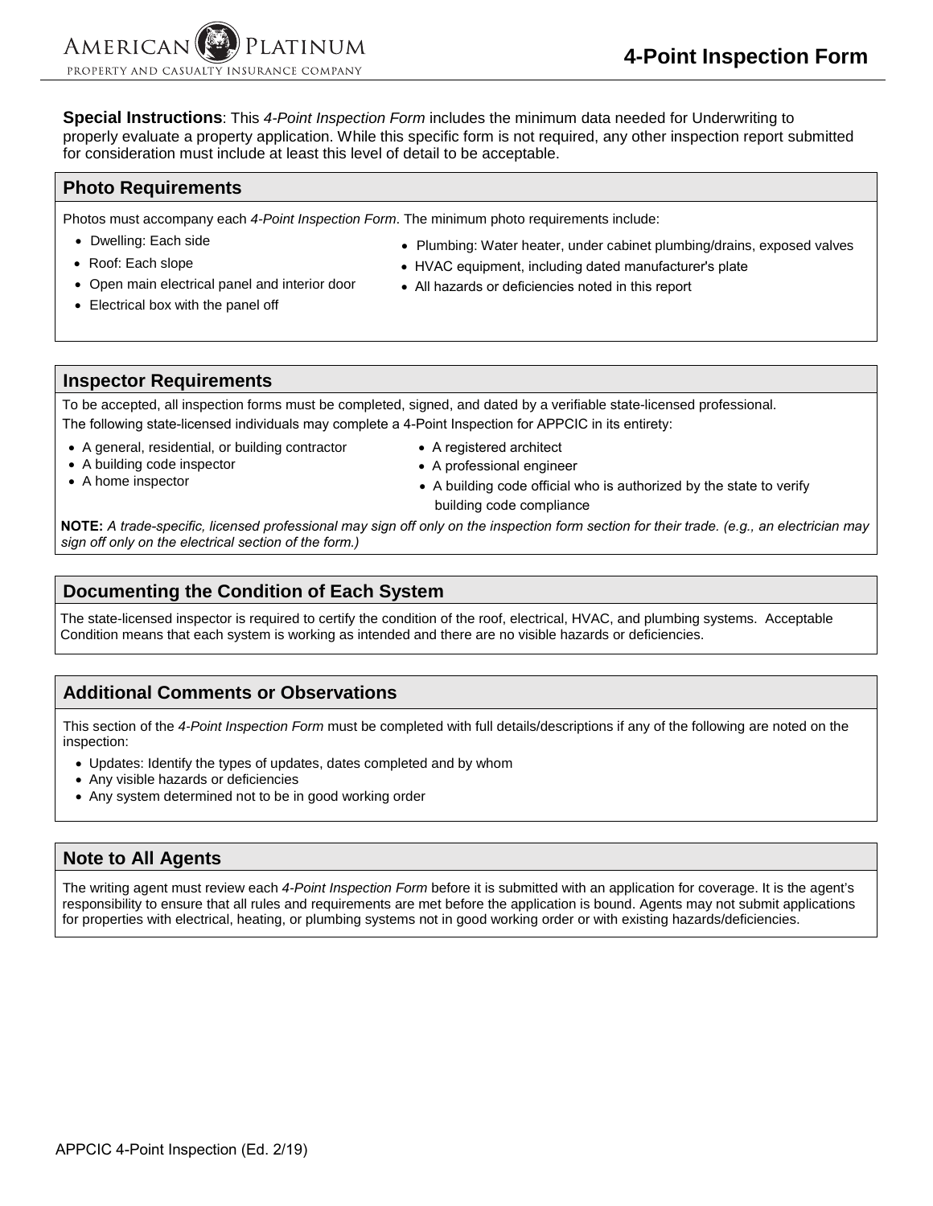AMERICAN PLATINUM
PROPERTY AND CASUALTY INSURANCE COMPANY

# 4-Point Inspection Form

**Special Instructions**: This *4-Point Inspection Form* includes the minimum data needed for Underwriting to properly evaluate a property application. While this specific form is not required, any other inspection report submitted for consideration must include at least this level of detail to be acceptable.

## Photo Requirements

Photos must accompany each *4-Point Inspection Form*. The minimum photo requirements include:

- Dwelling: Each side
- Roof: Each slope
- Open main electrical panel and interior door
- Electrical box with the panel off
- Plumbing: Water heater, under cabinet plumbing/drains, exposed valves
- HVAC equipment, including dated manufacturer's plate
- All hazards or deficiencies noted in this report

## Inspector Requirements

To be accepted, all inspection forms must be completed, signed, and dated by a verifiable state-licensed professional.
The following state-licensed individuals may complete a 4-Point Inspection for APPCIC in its entirety:

- A general, residential, or building contractor
- A building code inspector
- A home inspector
- A registered architect
- A professional engineer
- A building code official who is authorized by the state to verify building code compliance

**NOTE:** *A trade-specific, licensed professional may sign off only on the inspection form section for their trade. (e.g., an electrician may sign off only on the electrical section of the form.)*

## Documenting the Condition of Each System

The state-licensed inspector is required to certify the condition of the roof, electrical, HVAC, and plumbing systems. Acceptable Condition means that each system is working as intended and there are no visible hazards or deficiencies.

## Additional Comments or Observations

This section of the *4-Point Inspection Form* must be completed with full details/descriptions if any of the following are noted on the inspection:

- Updates: Identify the types of updates, dates completed and by whom
- Any visible hazards or deficiencies
- Any system determined not to be in good working order

## Note to All Agents

The writing agent must review each *4-Point Inspection Form* before it is submitted with an application for coverage. It is the agent's responsibility to ensure that all rules and requirements are met before the application is bound. Agents may not submit applications for properties with electrical, heating, or plumbing systems not in good working order or with existing hazards/deficiencies.

APPCIC 4-Point Inspection (Ed. 2/19)